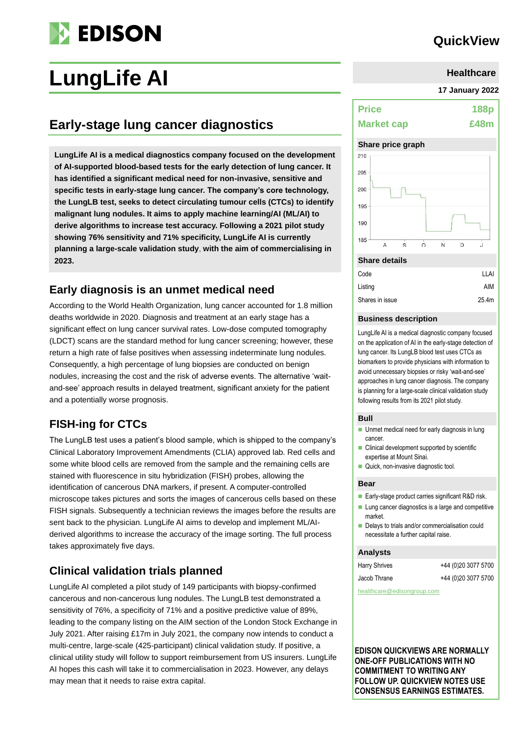# LungLife AI

QuickView

Healthcare

17 January 2022

## Early-stage lung cancer diagnostics

**LungLife AI is a medical diagnostics company focused on the development of AI-supported blood-based tests for the early detection of lung cancer. It has identified a significant medical need for non-invasive, sensitive and specific tests in early-stage lung cancer. The company's core technology, the LungLB test, seeks to detect circulating tumour cells (CTCs) to identify malignant lung nodules. It aims to apply machine learning/AI (ML/AI) to derive algorithms to increase test accuracy. Following a 2021 pilot study showing 76% sensitivity and 71% specificity, LungLife AI is currently planning a large-scale validation study, with the aim of commercialising in 2023.**

## Early diagnosis is an unmet medical need

According to the World Health Organization, lung cancer accounted for 1.8 million deaths worldwide in 2020. Diagnosis and treatment at an early stage has a significant effect on lung cancer survival rates. Low-dose computed tomography (LDCT) scans are the standard method for lung cancer screening; however, these return a high rate of false positives when assessing indeterminate lung nodules. Consequently, a high percentage of lung biopsies are conducted on benign nodules, increasing the cost and the risk of adverse events. The alternative 'wait-and-see' approach results in delayed treatment, significant anxiety for the patient and a potentially worse prognosis.

## FISH-ing for CTCs

The LungLB test uses a patient's blood sample, which is shipped to the company's Clinical Laboratory Improvement Amendments (CLIA) approved lab. Red cells and some white blood cells are removed from the sample and the remaining cells are stained with fluorescence in situ hybridization (FISH) probes, allowing the identification of cancerous DNA markers, if present. A computer-controlled microscope takes pictures and sorts the images of cancerous cells based on these FISH signals. Subsequently a technician reviews the images before the results are sent back to the physician. LungLife AI aims to develop and implement ML/AI-derived algorithms to increase the accuracy of the image sorting. The full process takes approximately five days.

## Clinical validation trials planned

LungLife AI completed a pilot study of 149 participants with biopsy-confirmed cancerous and non-cancerous lung nodules. The LungLB test demonstrated a sensitivity of 76%, a specificity of 71% and a positive predictive value of 89%, leading to the company listing on the AIM section of the London Stock Exchange in July 2021. After raising £17m in July 2021, the company now intends to conduct a multi-centre, large-scale (425-participant) clinical validation study. If positive, a clinical utility study will follow to support reimbursement from US insurers. LungLife AI hopes this cash will take it to commercialisation in 2023. However, any delays may mean that it needs to raise extra capital.

| | |
|---|---|
| **Price** | **188p** |
| **Market cap** | **£48m** |

### Share price graph

### Share details

| | |
|---|---|
| Code | LLAI |
| Listing | AIM |
| Shares in issue | 25.4m |

### Business description

LungLife AI is a medical diagnostic company focused on the application of AI in the early-stage detection of lung cancer. Its LungLB blood test uses CTCs as biomarkers to provide physicians with information to avoid unnecessary biopsies or risky 'wait-and-see' approaches in lung cancer diagnosis. The company is planning for a large-scale clinical validation study following results from its 2021 pilot study.

### Bull

- Unmet medical need for early diagnosis in lung cancer.
- Clinical development supported by scientific expertise at Mount Sinai.
- Quick, non-invasive diagnostic tool.

### Bear

- Early-stage product carries significant R&D risk.
- Lung cancer diagnostics is a large and competitive market.
- Delays to trials and/or commercialisation could necessitate a further capital raise.

### Analysts

| | |
|---|---|
| Harry Shrives | +44 (0)20 3077 5700 |
| Jacob Thrane | +44 (0)20 3077 5700 |

healthcare@edisongroup.com

**EDISON QUICKVIEWS ARE NORMALLY ONE-OFF PUBLICATIONS WITH NO COMMITMENT TO WRITING ANY FOLLOW UP. QUICKVIEW NOTES USE CONSENSUS EARNINGS ESTIMATES.**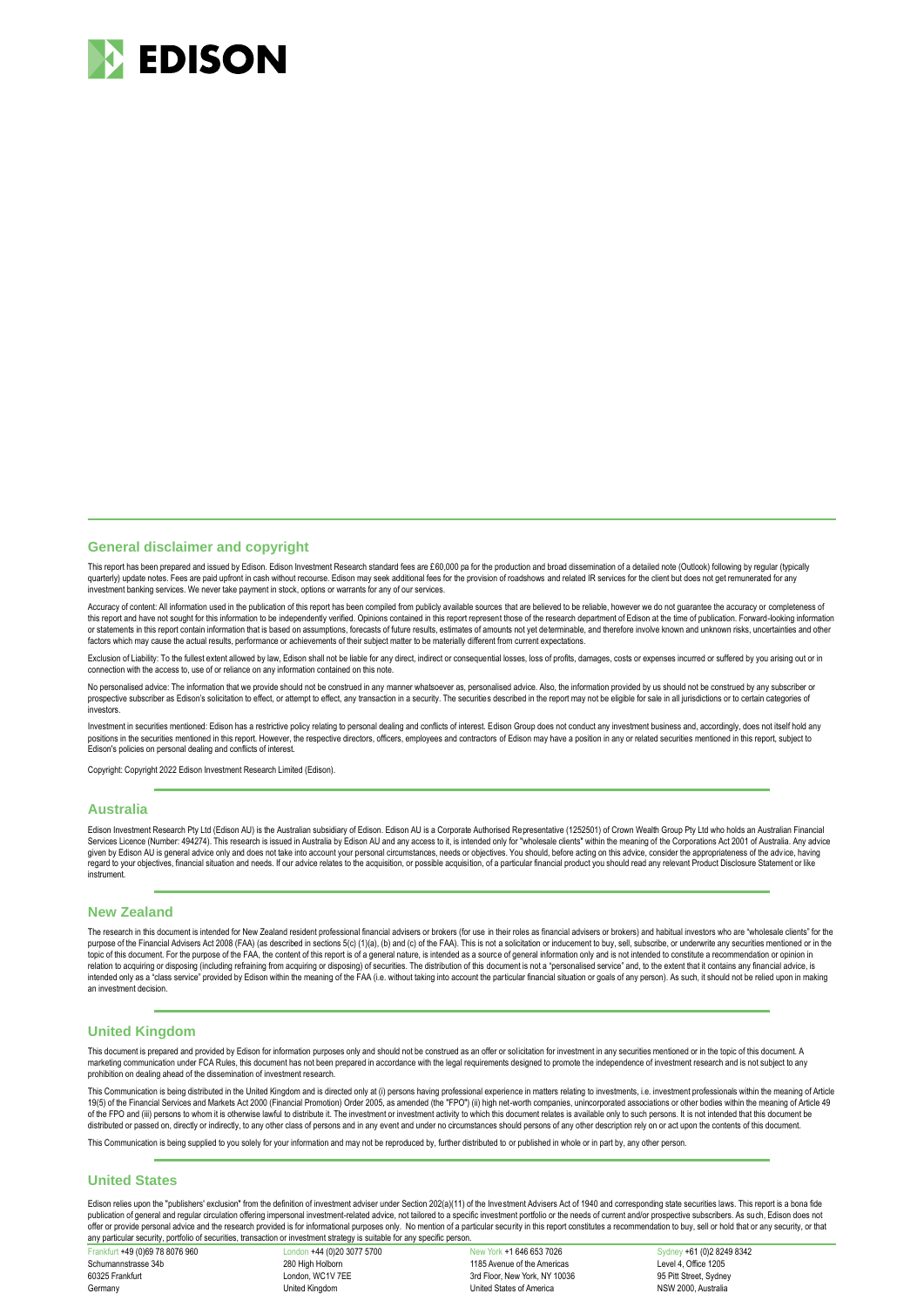# EDISON

## General disclaimer and copyright

This report has been prepared and issued by Edison. Edison Investment Research standard fees are £60,000 pa for the production and broad dissemination of a detailed note (Outlook) following by regular (typically quarterly) update notes. Fees are paid upfront in cash without recourse. Edison may seek additional fees for the provision of roadshows and related IR services for the client but does not get remunerated for any investment banking services. We never take payment in stock, options or warrants for any of our services.

Accuracy of content: All information used in the publication of this report has been compiled from publicly available sources that are believed to be reliable, however we do not guarantee the accuracy or completeness of this report and have not sought for this information to be independently verified. Opinions contained in this report represent those of the research department of Edison at the time of publication. Forward-looking information or statements in this report contain information that is based on assumptions, forecasts of future results, estimates of amounts not yet determinable, and therefore involve known and unknown risks, uncertainties and other factors which may cause the actual results, performance or achievements of their subject matter to be materially different from current expectations.

Exclusion of Liability: To the fullest extent allowed by law, Edison shall not be liable for any direct, indirect or consequential losses, loss of profits, damages, costs or expenses incurred or suffered by you arising out or in connection with the access to, use of or reliance on any information contained on this note.

No personalised advice: The information that we provide should not be construed in any manner whatsoever as, personalised advice. Also, the information provided by us should not be construed by any subscriber or prospective subscriber as Edison's solicitation to effect, or attempt to effect, any transaction in a security. The securities described in the report may not be eligible for sale in all jurisdictions or to certain categories of investors.

Investment in securities mentioned: Edison has a restrictive policy relating to personal dealing and conflicts of interest. Edison Group does not conduct any investment business and, accordingly, does not itself hold any positions in the securities mentioned in this report. However, the respective directors, officers, employees and contractors of Edison may have a position in any or related securities mentioned in this report, subject to Edison's policies on personal dealing and conflicts of interest.

Copyright: Copyright 2022 Edison Investment Research Limited (Edison).

## Australia

Edison Investment Research Pty Ltd (Edison AU) is the Australian subsidiary of Edison. Edison AU is a Corporate Authorised Representative (1252501) of Crown Wealth Group Pty Ltd who holds an Australian Financial Services Licence (Number: 494274). This research is issued in Australia by Edison AU and any access to it, is intended only for "wholesale clients" within the meaning of the Corporations Act 2001 of Australia. Any advice given by Edison AU is general advice only and does not take into account your personal circumstances, needs or objectives. You should, before acting on this advice, consider the appropriateness of the advice, having regard to your objectives, financial situation and needs. If our advice relates to the acquisition, or possible acquisition, of a particular financial product you should read any relevant Product Disclosure Statement or like instrument.

## New Zealand

The research in this document is intended for New Zealand resident professional financial advisers or brokers (for use in their roles as financial advisers or brokers) and habitual investors who are "wholesale clients" for the purpose of the Financial Advisers Act 2008 (FAA) (as described in sections 5(c) (1)(a), (b) and (c) of the FAA). This is not a solicitation or inducement to buy, sell, subscribe, or underwrite any securities mentioned or in the topic of this document. For the purpose of the FAA, the content of this report is of a general nature, is intended as a source of general information only and is not intended to constitute a recommendation or opinion in relation to acquiring or disposing (including refraining from acquiring or disposing) of securities. The distribution of this document is not a "personalised service" and, to the extent that it contains any financial advice, is intended only as a "class service" provided by Edison within the meaning of the FAA (i.e. without taking into account the particular financial situation or goals of any person). As such, it should not be relied upon in making an investment decision.

## United Kingdom

This document is prepared and provided by Edison for information purposes only and should not be construed as an offer or solicitation for investment in any securities mentioned or in the topic of this document. A marketing communication under FCA Rules, this document has not been prepared in accordance with the legal requirements designed to promote the independence of investment research and is not subject to any prohibition on dealing ahead of the dissemination of investment research.

This Communication is being distributed in the United Kingdom and is directed only at (i) persons having professional experience in matters relating to investments, i.e. investment professionals within the meaning of Article 19(5) of the Financial Services and Markets Act 2000 (Financial Promotion) Order 2005, as amended (the "FPO") (ii) high net-worth companies, unincorporated associations or other bodies within the meaning of Article 49 of the FPO and (iii) persons to whom it is otherwise lawful to distribute it. The investment or investment activity to which this document relates is available only to such persons. It is not intended that this document be distributed or passed on, directly or indirectly, to any other class of persons and in any event and under no circumstances should persons of any other description rely on or act upon the contents of this document.

This Communication is being supplied to you solely for your information and may not be reproduced by, further distributed to or published in whole or in part by, any other person.

## United States

Edison relies upon the "publishers' exclusion" from the definition of investment adviser under Section 202(a)(11) of the Investment Advisers Act of 1940 and corresponding state securities laws. This report is a bona fide publication of general and regular circulation offering impersonal investment-related advice, not tailored to a specific investment portfolio or the needs of current and/or prospective subscribers. As such, Edison does not offer or provide personal advice and the research provided is for informational purposes only. No mention of a particular security in this report constitutes a recommendation to buy, sell or hold that or any security, or that any particular security, portfolio of securities, transaction or investment strategy is suitable for any specific person.

Frankfurt +49 (0)69 78 8076 960
Schumannstrasse 34b
60325 Frankfurt
Germany

London +44 (0)20 3077 5700
280 High Holborn
London, WC1V 7EE
United Kingdom

New York +1 646 653 7026
1185 Avenue of the Americas
3rd Floor, New York, NY 10036
United States of America

Sydney +61 (0)2 8249 8342
Level 4, Office 1205
95 Pitt Street, Sydney
NSW 2000, Australia